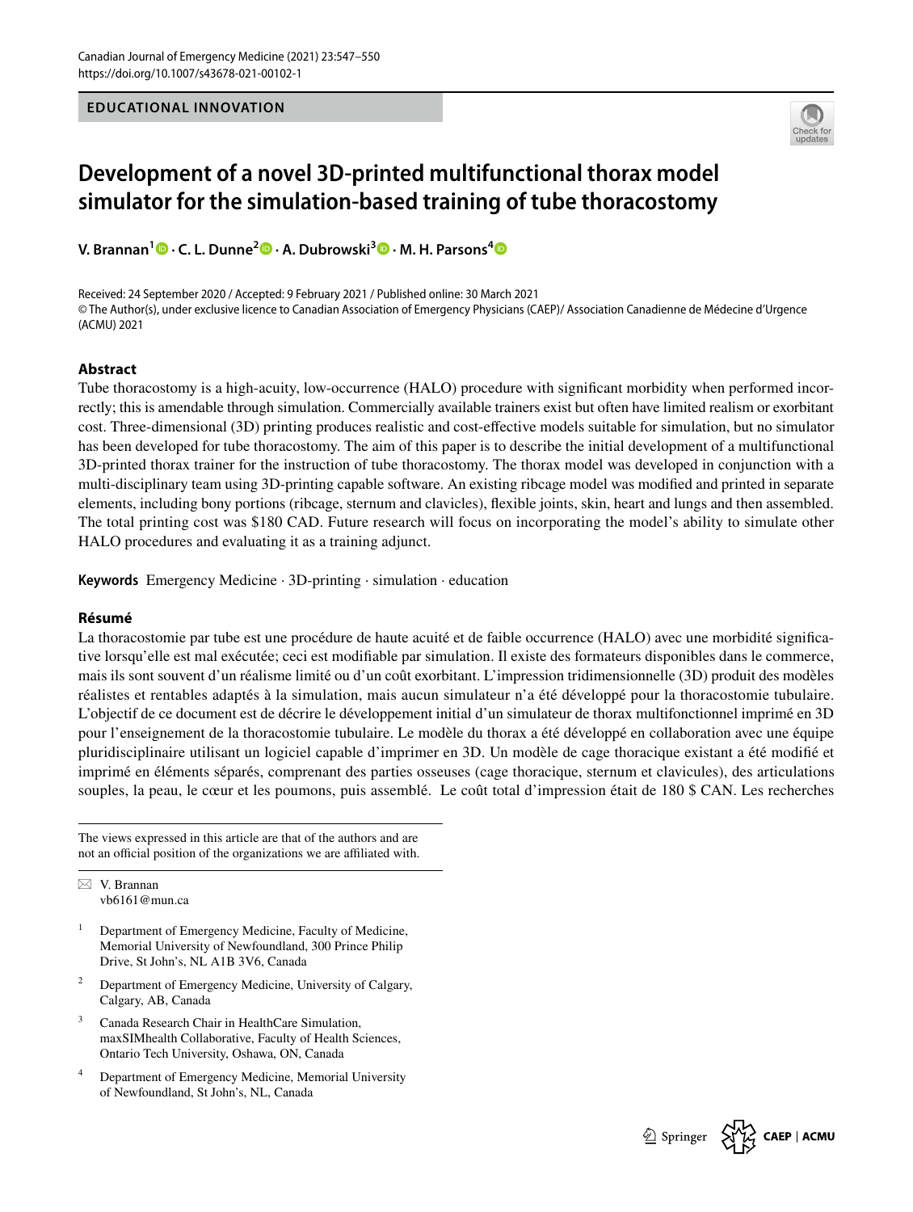EDUCATIONAL INNOVATION

# Development of a novel 3D-printed multifunctional thorax model simulator for the simulation-based training of tube thoracostomy

**V. Brannan[1] · C. L. Dunne[2] · A. Dubrowski[3] · M. H. Parsons[4]**

Received: 24 September 2020 / Accepted: 9 February 2021 / Published online: 30 March 2021
© The Author(s), under exclusive licence to Canadian Association of Emergency Physicians (CAEP)/ Association Canadienne de Médecine d'Urgence (ACMU) 2021

## Abstract

Tube thoracostomy is a high-acuity, low-occurrence (HALO) procedure with significant morbidity when performed incorrectly; this is amendable through simulation. Commercially available trainers exist but often have limited realism or exorbitant cost. Three-dimensional (3D) printing produces realistic and cost-effective models suitable for simulation, but no simulator has been developed for tube thoracostomy. The aim of this paper is to describe the initial development of a multifunctional 3D-printed thorax trainer for the instruction of tube thoracostomy. The thorax model was developed in conjunction with a multi-disciplinary team using 3D-printing capable software. An existing ribcage model was modified and printed in separate elements, including bony portions (ribcage, sternum and clavicles), flexible joints, skin, heart and lungs and then assembled. The total printing cost was $180 CAD. Future research will focus on incorporating the model's ability to simulate other HALO procedures and evaluating it as a training adjunct.

**Keywords** Emergency Medicine · 3D-printing · simulation · education

## Résumé

La thoracostomie par tube est une procédure de haute acuité et de faible occurrence (HALO) avec une morbidité significative lorsqu'elle est mal exécutée; ceci est modifiable par simulation. Il existe des formateurs disponibles dans le commerce, mais ils sont souvent d'un réalisme limité ou d'un coût exorbitant. L'impression tridimensionnelle (3D) produit des modèles réalistes et rentables adaptés à la simulation, mais aucun simulateur n'a été développé pour la thoracostomie tubulaire. L'objectif de ce document est de décrire le développement initial d'un simulateur de thorax multifonctionnel imprimé en 3D pour l'enseignement de la thoracostomie tubulaire. Le modèle du thorax a été développé en collaboration avec une équipe pluridisciplinaire utilisant un logiciel capable d'imprimer en 3D. Un modèle de cage thoracique existant a été modifié et imprimé en éléments séparés, comprenant des parties osseuses (cage thoracique, sternum et clavicules), des articulations souples, la peau, le cœur et les poumons, puis assemblé. Le coût total d'impression était de 180 $ CAN. Les recherches

---

The views expressed in this article are that of the authors and are not an official position of the organizations we are affiliated with.

✉ V. Brannan
vb6161@mun.ca

[1] Department of Emergency Medicine, Faculty of Medicine, Memorial University of Newfoundland, 300 Prince Philip Drive, St John's, NL A1B 3V6, Canada

[2] Department of Emergency Medicine, University of Calgary, Calgary, AB, Canada

[3] Canada Research Chair in HealthCare Simulation, maxSIMhealth Collaborative, Faculty of Health Sciences, Ontario Tech University, Oshawa, ON, Canada

[4] Department of Emergency Medicine, Memorial University of Newfoundland, St John's, NL, Canada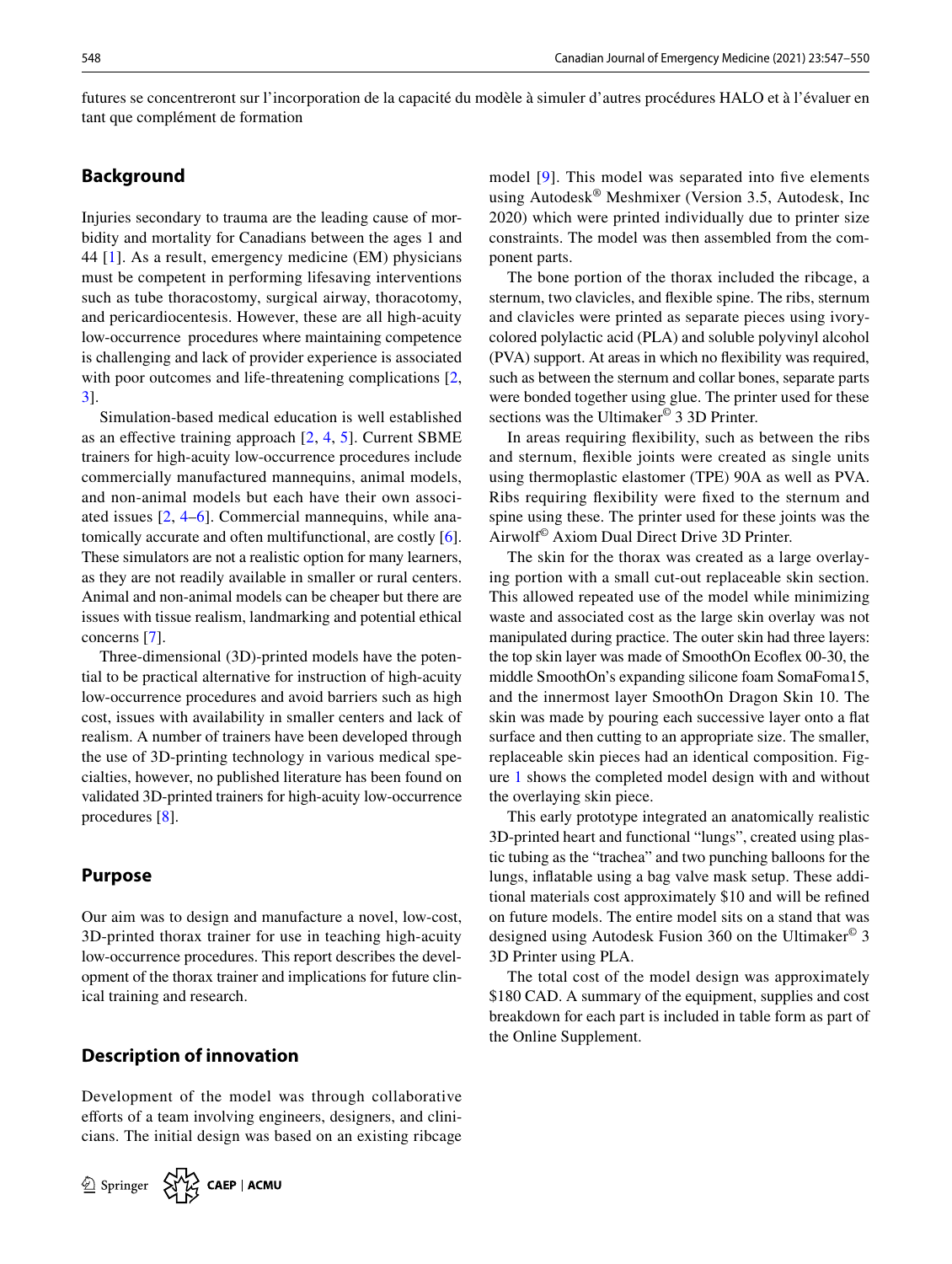futures se concentreront sur l'incorporation de la capacité du modèle à simuler d'autres procédures HALO et à l'évaluer en tant que complément de formation

## Background

Injuries secondary to trauma are the leading cause of morbidity and mortality for Canadians between the ages 1 and 44 [1]. As a result, emergency medicine (EM) physicians must be competent in performing lifesaving interventions such as tube thoracostomy, surgical airway, thoracotomy, and pericardiocentesis. However, these are all high-acuity low-occurrence procedures where maintaining competence is challenging and lack of provider experience is associated with poor outcomes and life-threatening complications [2, 3].

Simulation-based medical education is well established as an effective training approach [2, 4, 5]. Current SBME trainers for high-acuity low-occurrence procedures include commercially manufactured mannequins, animal models, and non-animal models but each have their own associated issues [2, 4–6]. Commercial mannequins, while anatomically accurate and often multifunctional, are costly [6]. These simulators are not a realistic option for many learners, as they are not readily available in smaller or rural centers. Animal and non-animal models can be cheaper but there are issues with tissue realism, landmarking and potential ethical concerns [7].

Three-dimensional (3D)-printed models have the potential to be practical alternative for instruction of high-acuity low-occurrence procedures and avoid barriers such as high cost, issues with availability in smaller centers and lack of realism. A number of trainers have been developed through the use of 3D-printing technology in various medical specialties, however, no published literature has been found on validated 3D-printed trainers for high-acuity low-occurrence procedures [8].

## Purpose

Our aim was to design and manufacture a novel, low-cost, 3D-printed thorax trainer for use in teaching high-acuity low-occurrence procedures. This report describes the development of the thorax trainer and implications for future clinical training and research.

## Description of innovation

Development of the model was through collaborative efforts of a team involving engineers, designers, and clinicians. The initial design was based on an existing ribcage model [9]. This model was separated into five elements using Autodesk® Meshmixer (Version 3.5, Autodesk, Inc 2020) which were printed individually due to printer size constraints. The model was then assembled from the component parts.

The bone portion of the thorax included the ribcage, a sternum, two clavicles, and flexible spine. The ribs, sternum and clavicles were printed as separate pieces using ivory-colored polylactic acid (PLA) and soluble polyvinyl alcohol (PVA) support. At areas in which no flexibility was required, such as between the sternum and collar bones, separate parts were bonded together using glue. The printer used for these sections was the Ultimaker© 3 3D Printer.

In areas requiring flexibility, such as between the ribs and sternum, flexible joints were created as single units using thermoplastic elastomer (TPE) 90A as well as PVA. Ribs requiring flexibility were fixed to the sternum and spine using these. The printer used for these joints was the Airwolf© Axiom Dual Direct Drive 3D Printer.

The skin for the thorax was created as a large overlaying portion with a small cut-out replaceable skin section. This allowed repeated use of the model while minimizing waste and associated cost as the large skin overlay was not manipulated during practice. The outer skin had three layers: the top skin layer was made of SmoothOn Ecoflex 00-30, the middle SmoothOn's expanding silicone foam SomaFoma15, and the innermost layer SmoothOn Dragon Skin 10. The skin was made by pouring each successive layer onto a flat surface and then cutting to an appropriate size. The smaller, replaceable skin pieces had an identical composition. Figure 1 shows the completed model design with and without the overlaying skin piece.

This early prototype integrated an anatomically realistic 3D-printed heart and functional "lungs", created using plastic tubing as the "trachea" and two punching balloons for the lungs, inflatable using a bag valve mask setup. These additional materials cost approximately $10 and will be refined on future models. The entire model sits on a stand that was designed using Autodesk Fusion 360 on the Ultimaker© 3 3D Printer using PLA.

The total cost of the model design was approximately $180 CAD. A summary of the equipment, supplies and cost breakdown for each part is included in table form as part of the Online Supplement.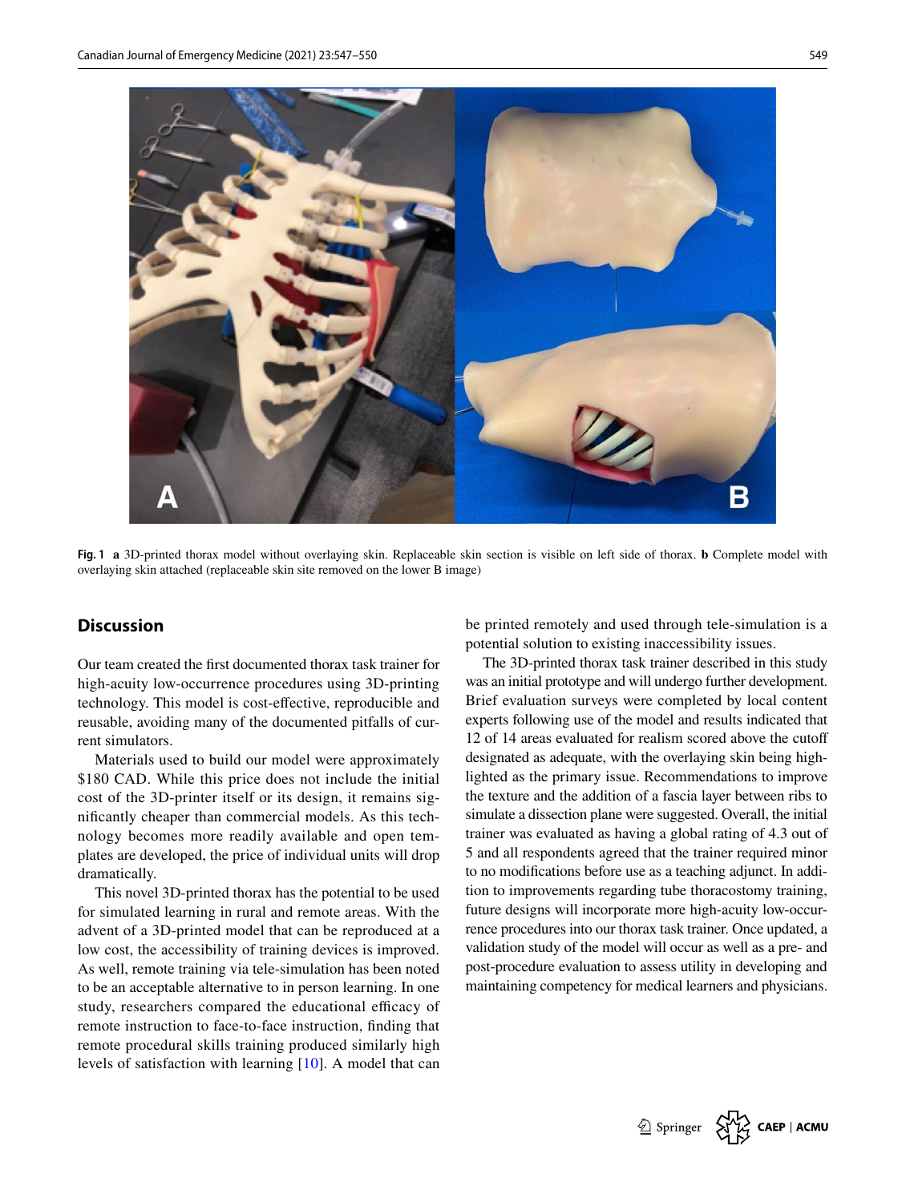Fig. 1 **a** 3D-printed thorax model without overlaying skin. Replaceable skin section is visible on left side of thorax. **b** Complete model with overlaying skin attached (replaceable skin site removed on the lower B image)

## Discussion

Our team created the first documented thorax task trainer for high-acuity low-occurrence procedures using 3D-printing technology. This model is cost-effective, reproducible and reusable, avoiding many of the documented pitfalls of current simulators.

Materials used to build our model were approximately $180 CAD. While this price does not include the initial cost of the 3D-printer itself or its design, it remains significantly cheaper than commercial models. As this technology becomes more readily available and open templates are developed, the price of individual units will drop dramatically.

This novel 3D-printed thorax has the potential to be used for simulated learning in rural and remote areas. With the advent of a 3D-printed model that can be reproduced at a low cost, the accessibility of training devices is improved. As well, remote training via tele-simulation has been noted to be an acceptable alternative to in person learning. In one study, researchers compared the educational efficacy of remote instruction to face-to-face instruction, finding that remote procedural skills training produced similarly high levels of satisfaction with learning [10]. A model that can be printed remotely and used through tele-simulation is a potential solution to existing inaccessibility issues.

The 3D-printed thorax task trainer described in this study was an initial prototype and will undergo further development. Brief evaluation surveys were completed by local content experts following use of the model and results indicated that 12 of 14 areas evaluated for realism scored above the cutoff designated as adequate, with the overlaying skin being highlighted as the primary issue. Recommendations to improve the texture and the addition of a fascia layer between ribs to simulate a dissection plane were suggested. Overall, the initial trainer was evaluated as having a global rating of 4.3 out of 5 and all respondents agreed that the trainer required minor to no modifications before use as a teaching adjunct. In addition to improvements regarding tube thoracostomy training, future designs will incorporate more high-acuity low-occurrence procedures into our thorax task trainer. Once updated, a validation study of the model will occur as well as a pre- and post-procedure evaluation to assess utility in developing and maintaining competency for medical learners and physicians.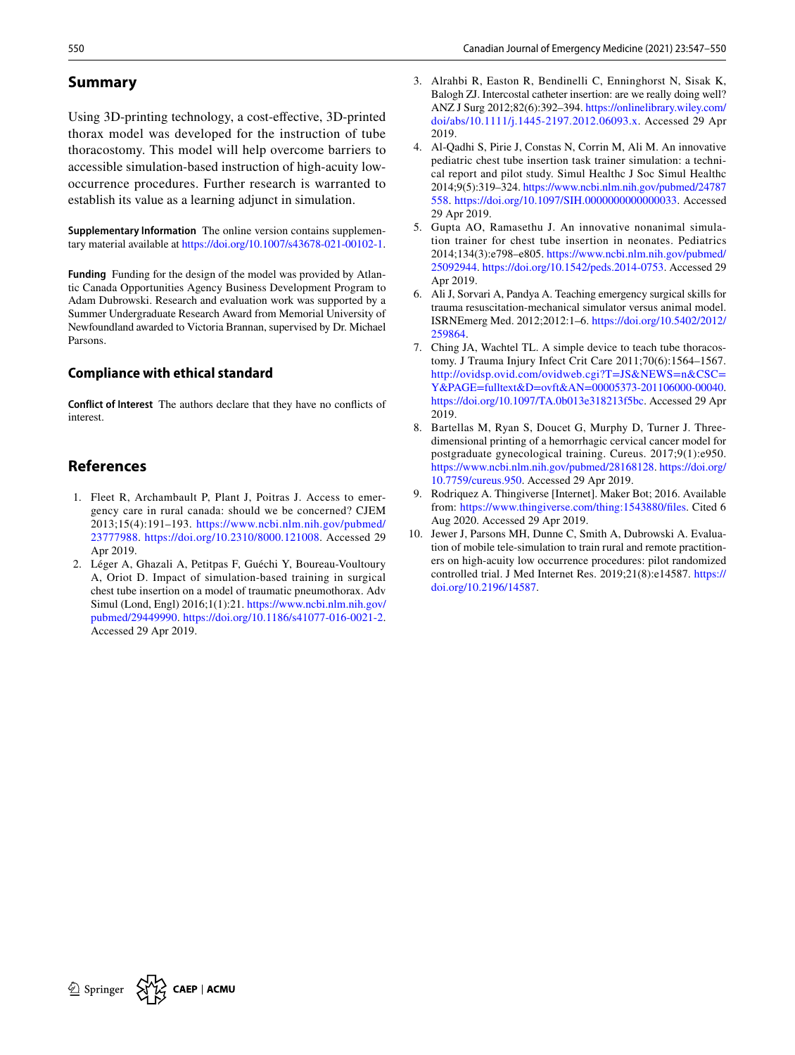## Summary

Using 3D-printing technology, a cost-effective, 3D-printed thorax model was developed for the instruction of tube thoracostomy. This model will help overcome barriers to accessible simulation-based instruction of high-acuity low-occurrence procedures. Further research is warranted to establish its value as a learning adjunct in simulation.

**Supplementary Information** The online version contains supplementary material available at https://doi.org/10.1007/s43678-021-00102-1.

**Funding** Funding for the design of the model was provided by Atlantic Canada Opportunities Agency Business Development Program to Adam Dubrowski. Research and evaluation work was supported by a Summer Undergraduate Research Award from Memorial University of Newfoundland awarded to Victoria Brannan, supervised by Dr. Michael Parsons.

### Compliance with ethical standard

**Conflict of Interest** The authors declare that they have no conflicts of interest.

## References

1. Fleet R, Archambault P, Plant J, Poitras J. Access to emergency care in rural canada: should we be concerned? CJEM 2013;15(4):191–193. https://www.ncbi.nlm.nih.gov/pubmed/23777988. https://doi.org/10.2310/8000.121008. Accessed 29 Apr 2019.
2. Léger A, Ghazali A, Petitpas F, Guéchi Y, Boureau-Voultoury A, Oriot D. Impact of simulation-based training in surgical chest tube insertion on a model of traumatic pneumothorax. Adv Simul (Lond, Engl) 2016;1(1):21. https://www.ncbi.nlm.nih.gov/pubmed/29449990. https://doi.org/10.1186/s41077-016-0021-2. Accessed 29 Apr 2019.
3. Alrahbi R, Easton R, Bendinelli C, Enninghorst N, Sisak K, Balogh ZJ. Intercostal catheter insertion: are we really doing well? ANZ J Surg 2012;82(6):392–394. https://onlinelibrary.wiley.com/doi/abs/10.1111/j.1445-2197.2012.06093.x. Accessed 29 Apr 2019.
4. Al-Qadhi S, Pirie J, Constas N, Corrin M, Ali M. An innovative pediatric chest tube insertion task trainer simulation: a technical report and pilot study. Simul Healthc J Soc Simul Healthc 2014;9(5):319–324. https://www.ncbi.nlm.nih.gov/pubmed/24787558. https://doi.org/10.1097/SIH.0000000000000033. Accessed 29 Apr 2019.
5. Gupta AO, Ramasethu J. An innovative nonanimal simulation trainer for chest tube insertion in neonates. Pediatrics 2014;134(3):e798–e805. https://www.ncbi.nlm.nih.gov/pubmed/25092944. https://doi.org/10.1542/peds.2014-0753. Accessed 29 Apr 2019.
6. Ali J, Sorvari A, Pandya A. Teaching emergency surgical skills for trauma resuscitation-mechanical simulator versus animal model. ISRNEmerg Med. 2012;2012:1–6. https://doi.org/10.5402/2012/259864.
7. Ching JA, Wachtel TL. A simple device to teach tube thoracostomy. J Trauma Injury Infect Crit Care 2011;70(6):1564–1567. http://ovidsp.ovid.com/ovidweb.cgi?T=JS&NEWS=n&CSC=Y&PAGE=fulltext&D=ovft&AN=00005373-201106000-00040. https://doi.org/10.1097/TA.0b013e318213f5bc. Accessed 29 Apr 2019.
8. Bartellas M, Ryan S, Doucet G, Murphy D, Turner J. Three-dimensional printing of a hemorrhagic cervical cancer model for postgraduate gynecological training. Cureus. 2017;9(1):e950. https://www.ncbi.nlm.nih.gov/pubmed/28168128. https://doi.org/10.7759/cureus.950. Accessed 29 Apr 2019.
9. Rodriquez A. Thingiverse [Internet]. Maker Bot; 2016. Available from: https://www.thingiverse.com/thing:1543880/files. Cited 6 Aug 2020. Accessed 29 Apr 2019.
10. Jewer J, Parsons MH, Dunne C, Smith A, Dubrowski A. Evaluation of mobile tele-simulation to train rural and remote practitioners on high-acuity low occurrence procedures: pilot randomized controlled trial. J Med Internet Res. 2019;21(8):e14587. https://doi.org/10.2196/14587.